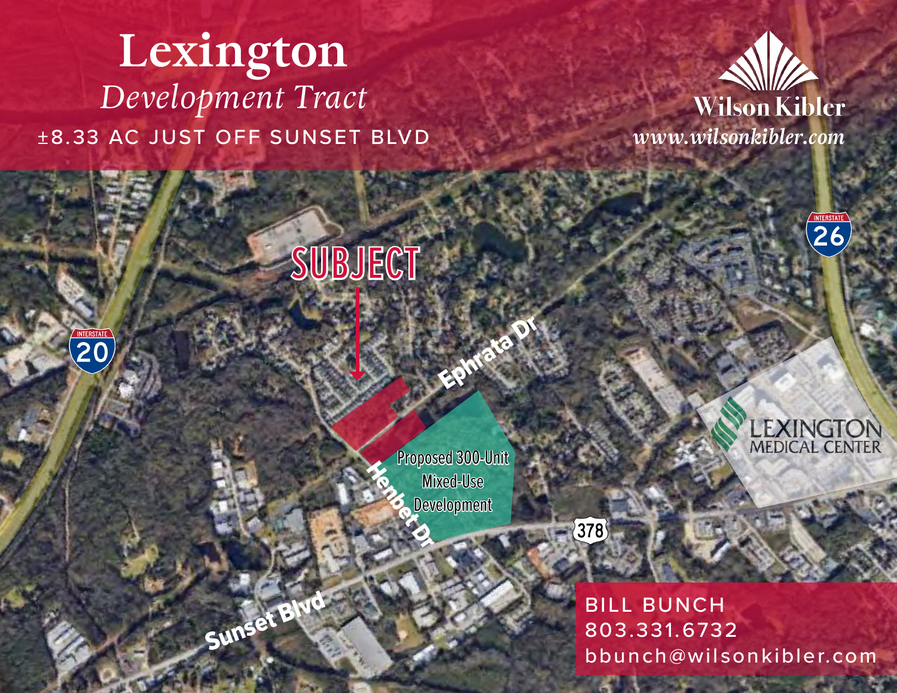# Lexington

## *Development Tract*

±8.33 AC JUST OFF SUNSET BLVD

Wilson Kibler
*www.wilsonkibler.com*

SUBJECT

Ephrata Dr

Hembet Dr

Proposed 300-Unit Mixed-Use Development

Sunset Blvd

378

Interstate 20

Interstate 26

LEXINGTON MEDICAL CENTER

BILL BUNCH
803.331.6732
bbunch@wilsonkibler.com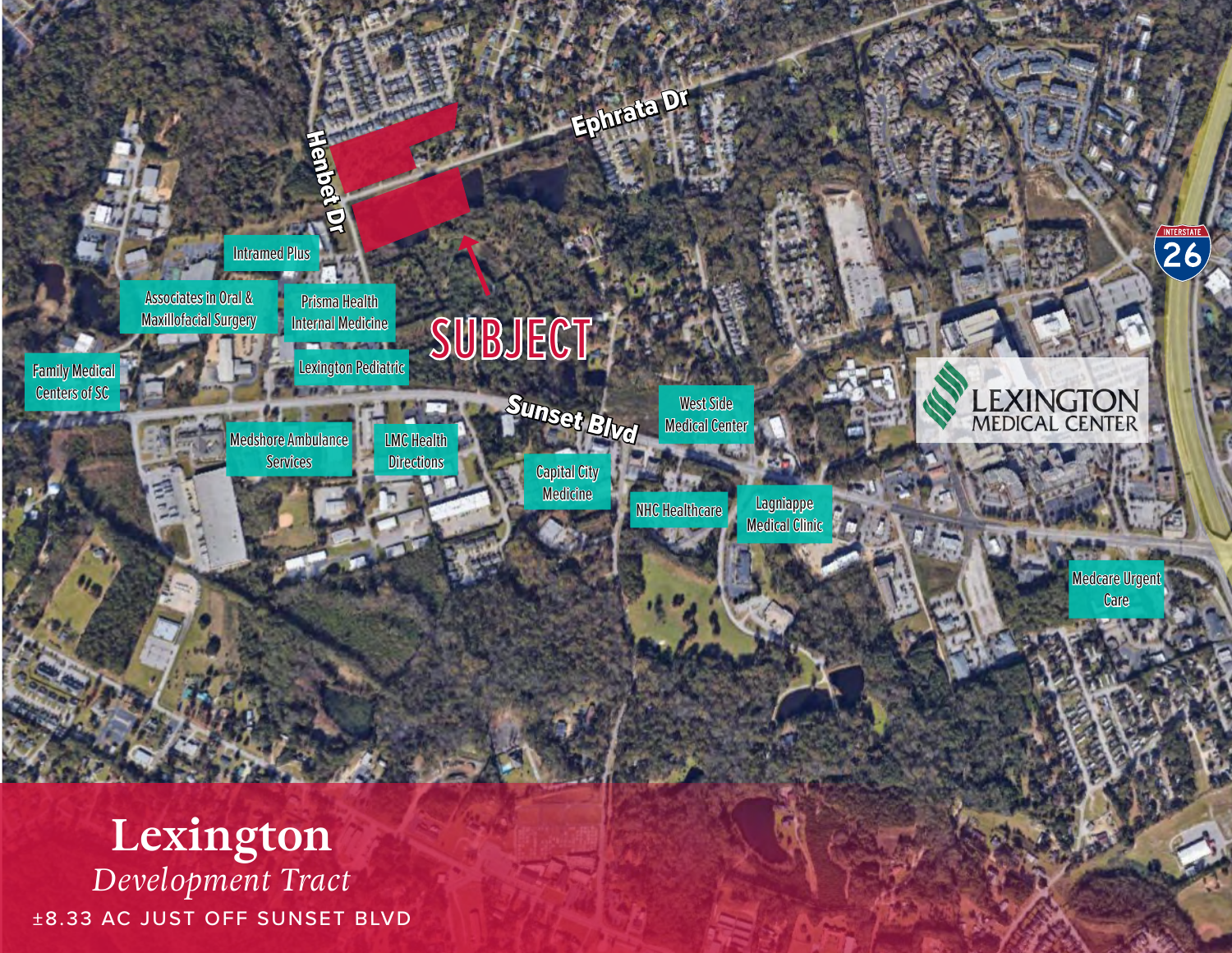Ephrata Dr

Henbet Dr

SUBJECT

Intramed Plus

Associates in Oral & Maxillofacial Surgery

Prisma Health Internal Medicine

Family Medical Centers of SC

Lexington Pediatric

Sunset Blvd

West Side Medical Center

LEXINGTON MEDICAL CENTER

Interstate 26

Medshore Ambulance Services

LMC Health Directions

Capital City Medicine

NHC Healthcare

Lagniappe Medical Clinic

Medcare Urgent Care

# Lexington

*Development Tract*

±8.33 AC JUST OFF SUNSET BLVD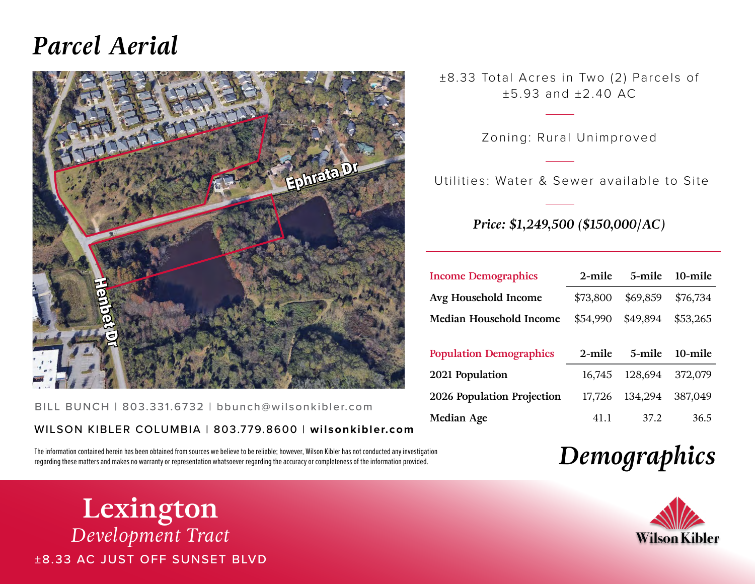# *Parcel Aerial*

±8.33 Total Acres in Two (2) Parcels of ±5.93 and ±2.40 AC

Zoning: Rural Unimproved

Utilities: Water & Sewer available to Site

***Price: $1,249,500 ($150,000/AC)***

| Income Demographics | 2-mile | 5-mile | 10-mile |
|---|---|---|---|
| **Avg Household Income** | $73,800 | $69,859 | $76,734 |
| **Median Household Income** | $54,990 | $49,894 | $53,265 |

| Population Demographics | 2-mile | 5-mile | 10-mile |
|---|---|---|---|
| **2021 Population** | 16,745 | 128,694 | 372,079 |
| **2026 Population Projection** | 17,726 | 134,294 | 387,049 |
| **Median Age** | 41.1 | 37.2 | 36.5 |

## *Demographics*

BILL BUNCH | 803.331.6732 | bbunch@wilsonkibler.com

WILSON KIBLER COLUMBIA | 803.779.8600 | **wilsonkibler.com**

The information contained herein has been obtained from sources we believe to be reliable; however, Wilson Kibler has not conducted any investigation regarding these matters and makes no warranty or representation whatsoever regarding the accuracy or completeness of the information provided.

# Lexington
*Development Tract*

±8.33 AC JUST OFF SUNSET BLVD

Wilson Kibler